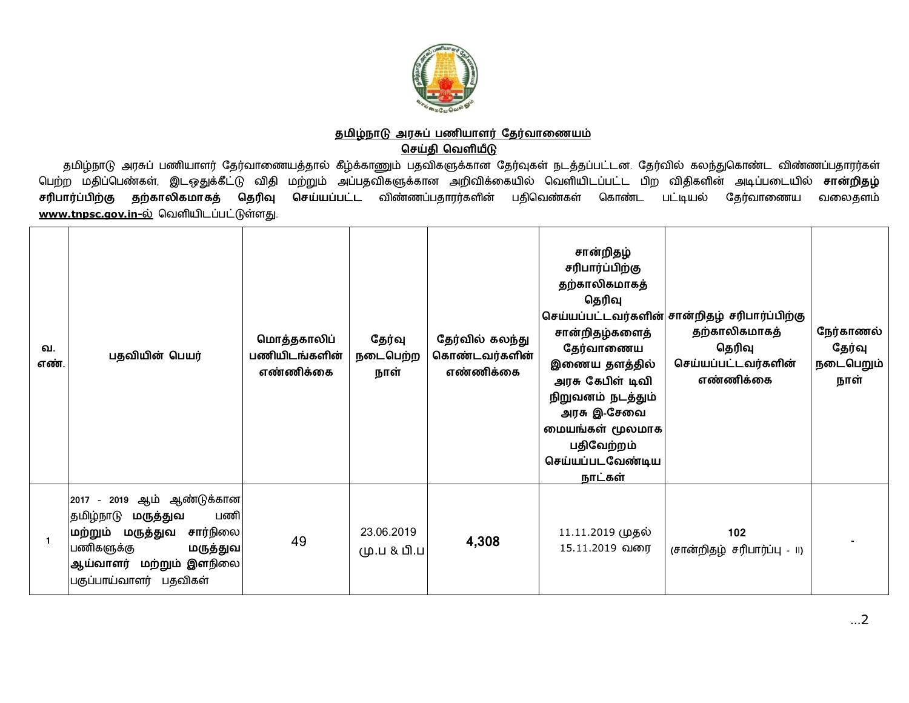## தமிழ்நாடு அரசுப் பணியாளர் தேர்வாணையம்

### செய்தி வெளியீடு

தமிழ்நாடு அரசுப் பணியாளர் தேர்வாணையத்தால் கீழ்க்காணும் பதவிகளுக்கான தேர்வுகள் நடத்தப்பட்டன. தேர்வில் கலந்துகொண்ட விண்ணப்பதாரர்கள் பெற்ற மதிப்பெண்கள், இடஒதுக்கீட்டு விதி மற்றும் அப்பதவிகளுக்கான அறிவிக்கையில் வெளியிடப்பட்ட பிற விதிகளின் அடிப்படையில் **சான்றிதழ் சரிபார்ப்பிற்கு தற்காலிகமாகத் தெரிவு செய்யப்பட்ட** விண்ணப்பதாரர்களின் பதிவெண்கள் கொண்ட பட்டியல் தேர்வாணைய வலைதளம் **www.tnpsc.gov.in-ல்** வெளியிடப்பட்டுள்ளது.

| வ. எண். | பதவியின் பெயர் | மொத்தகாலிப் பணியிடங்களின் எண்ணிக்கை | தேர்வு நடைபெற்ற நாள் | தேர்வில் கலந்து கொண்டவர்களின் எண்ணிக்கை | சான்றிதழ் சரிபார்ப்பிற்கு தற்காலிகமாகத் தெரிவு செய்யப்பட்டவர்களின் சான்றிதழ்களைத் தேர்வாணைய இணைய தளத்தில் அரசு கேபிள் டிவி நிறுவனம் நடத்தும் அரசு இ-சேவை மையங்கள் மூலமாக பதிவேற்றம் செய்யப்படவேண்டிய நாட்கள் | சான்றிதழ் சரிபார்ப்பிற்கு தற்காலிகமாகத் தெரிவு செய்யப்பட்டவர்களின் எண்ணிக்கை | நேர்காணல் தேர்வு நடைபெறும் நாள் |
|---|---|---|---|---|---|---|---|
| 1 | 2017 - 2019 ஆம் ஆண்டுக்கான தமிழ்நாடு **மருத்துவ** பணி **மற்றும் மருத்துவ சார்நிலை** பணிகளுக்கு **மருத்துவ ஆய்வாளர் மற்றும் இளநிலை** பகுப்பாய்வாளர் பதவிகள் | 49 | 23.06.2019 மு.ப & பி.ப | **4,308** | 11.11.2019 முதல் 15.11.2019 வரை | **102** (சான்றிதழ் சரிபார்ப்பு - II) | - |

...2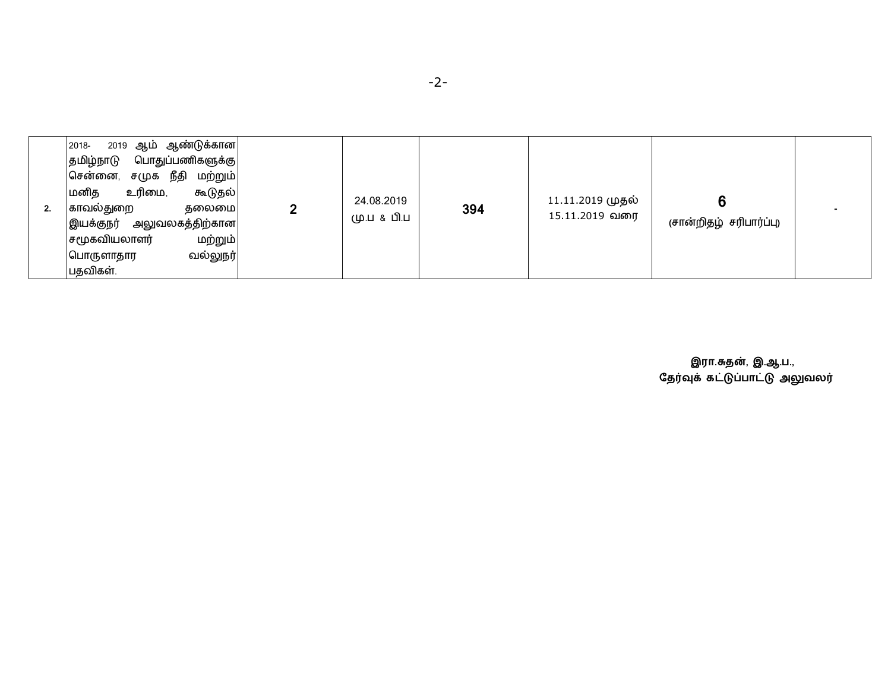| 2. | 2018- 2019 ஆம் ஆண்டுக்கான தமிழ்நாடு பொதுப்பணிகளுக்கு சென்னை, சமுக நீதி மற்றும் மனித உரிமை, கூடுதல் காவல்துறை தலைமை இயக்குநர் அலுவலகத்திற்கான சமூகவியலாளர் மற்றும் பொருளாதார வல்லுநர் பதவிகள். | 2 | 24.08.2019 மு.ப & பி.ப | 394 | 11.11.2019 முதல் 15.11.2019 வரை | 6 (சான்றிதழ் சரிபார்ப்பு) | - |
|---|---|---|---|---|---|---|---|

**இரா.சுதன், இ.ஆ.ப.,**
**தேர்வுக் கட்டுப்பாட்டு அலுவலர்**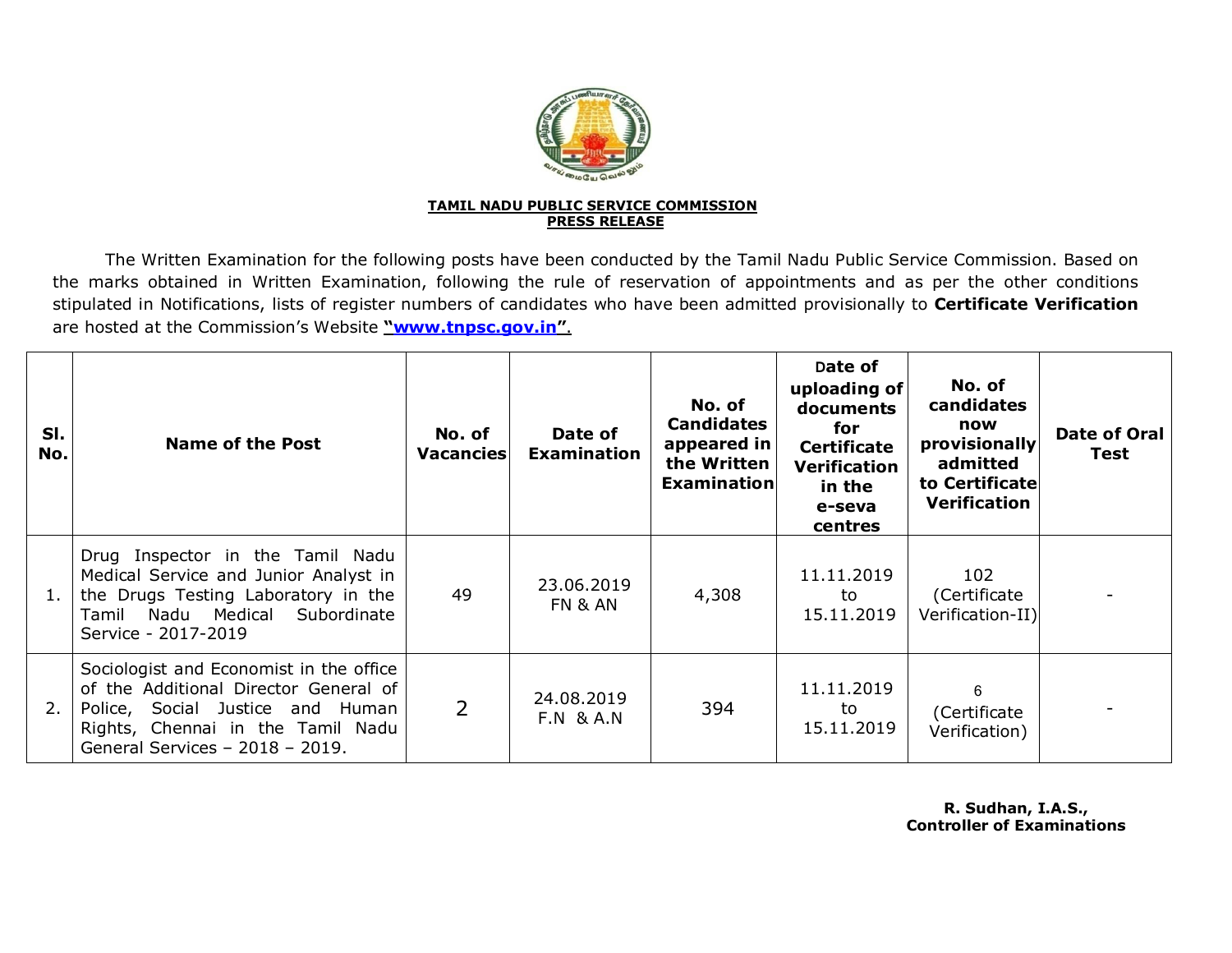**TAMIL NADU PUBLIC SERVICE COMMISSION**
**PRESS RELEASE**

The Written Examination for the following posts have been conducted by the Tamil Nadu Public Service Commission. Based on the marks obtained in Written Examination, following the rule of reservation of appointments and as per the other conditions stipulated in Notifications, lists of register numbers of candidates who have been admitted provisionally to **Certificate Verification** are hosted at the Commission's Website **"www.tnpsc.gov.in"**.

| Sl. No. | Name of the Post | No. of Vacancies | Date of Examination | No. of Candidates appeared in the Written Examination | Date of uploading of documents for Certificate Verification in the e-seva centres | No. of candidates now provisionally admitted to Certificate Verification | Date of Oral Test |
|---|---|---|---|---|---|---|---|
| 1. | Drug Inspector in the Tamil Nadu Medical Service and Junior Analyst in the Drugs Testing Laboratory in the Tamil Nadu Medical Subordinate Service - 2017-2019 | 49 | 23.06.2019 FN & AN | 4,308 | 11.11.2019 to 15.11.2019 | 102 (Certificate Verification-II) | - |
| 2. | Sociologist and Economist in the office of the Additional Director General of Police, Social Justice and Human Rights, Chennai in the Tamil Nadu General Services – 2018 – 2019. | 2 | 24.08.2019 F.N & A.N | 394 | 11.11.2019 to 15.11.2019 | 6 (Certificate Verification) | - |

**R. Sudhan, I.A.S.,**
**Controller of Examinations**